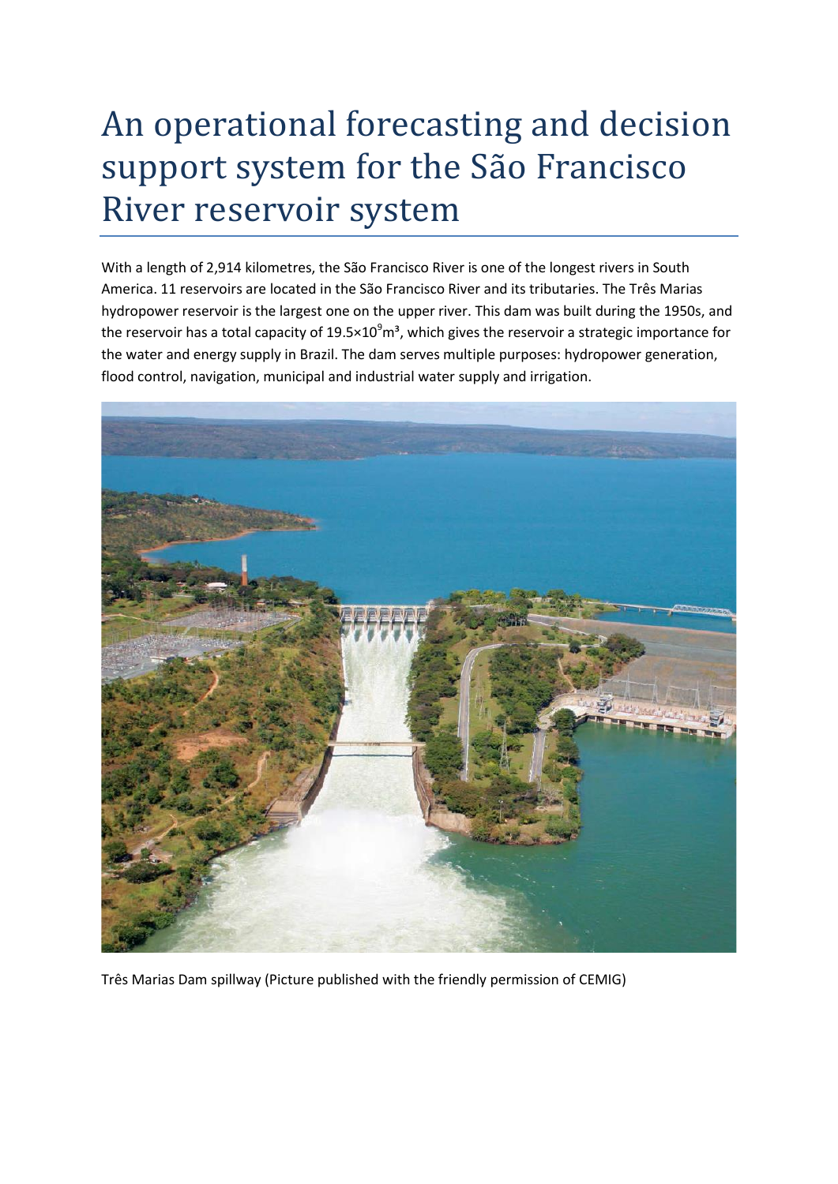# An operational forecasting and decision support system for the São Francisco River reservoir system

With a length of 2,914 kilometres, the São Francisco River is one of the longest rivers in South America. 11 reservoirs are located in the São Francisco River and its tributaries. The Três Marias hydropower reservoir is the largest one on the upper river. This dam was built during the 1950s, and the reservoir has a total capacity of $19.5 \times 10^9 m^3$, which gives the reservoir a strategic importance for the water and energy supply in Brazil. The dam serves multiple purposes: hydropower generation, flood control, navigation, municipal and industrial water supply and irrigation.

Três Marias Dam spillway (Picture published with the friendly permission of CEMIG)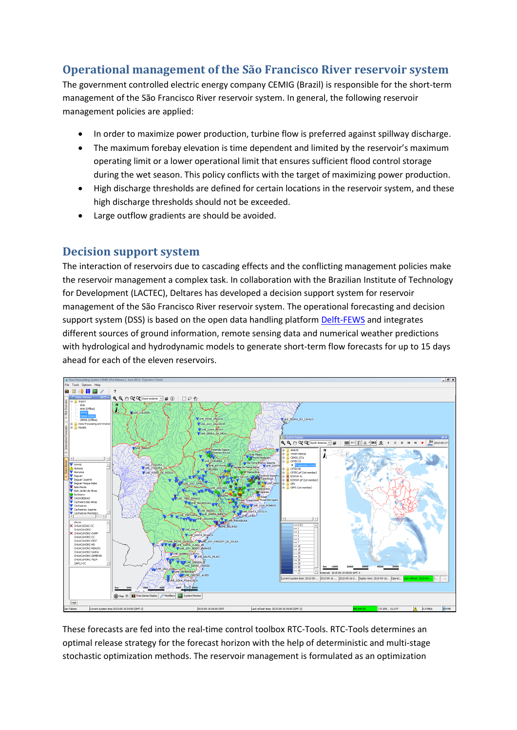## Operational management of the São Francisco River reservoir system

The government controlled electric energy company CEMIG (Brazil) is responsible for the short-term management of the São Francisco River reservoir system. In general, the following reservoir management policies are applied:

- In order to maximize power production, turbine flow is preferred against spillway discharge.
- The maximum forebay elevation is time dependent and limited by the reservoir's maximum operating limit or a lower operational limit that ensures sufficient flood control storage during the wet season. This policy conflicts with the target of maximizing power production.
- High discharge thresholds are defined for certain locations in the reservoir system, and these high discharge thresholds should not be exceeded.
- Large outflow gradients are should be avoided.

## Decision support system

The interaction of reservoirs due to cascading effects and the conflicting management policies make the reservoir management a complex task. In collaboration with the Brazilian Institute of Technology for Development (LACTEC), Deltares has developed a decision support system for reservoir management of the São Francisco River reservoir system. The operational forecasting and decision support system (DSS) is based on the open data handling platform Delft-FEWS and integrates different sources of ground information, remote sensing data and numerical weather predictions with hydrological and hydrodynamic models to generate short-term flow forecasts for up to 15 days ahead for each of the eleven reservoirs.

These forecasts are fed into the real-time control toolbox RTC-Tools. RTC-Tools determines an optimal release strategy for the forecast horizon with the help of deterministic and multi-stage stochastic optimization methods. The reservoir management is formulated as an optimization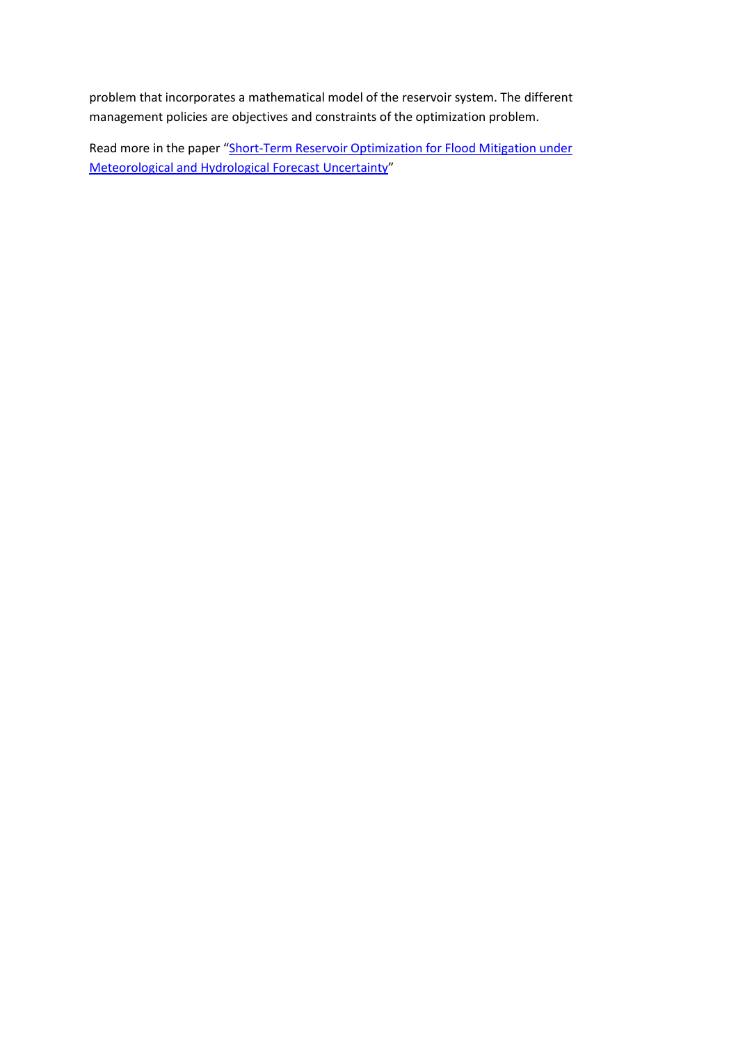problem that incorporates a mathematical model of the reservoir system. The different management policies are objectives and constraints of the optimization problem.

Read more in the paper "Short-Term Reservoir Optimization for Flood Mitigation under Meteorological and Hydrological Forecast Uncertainty"